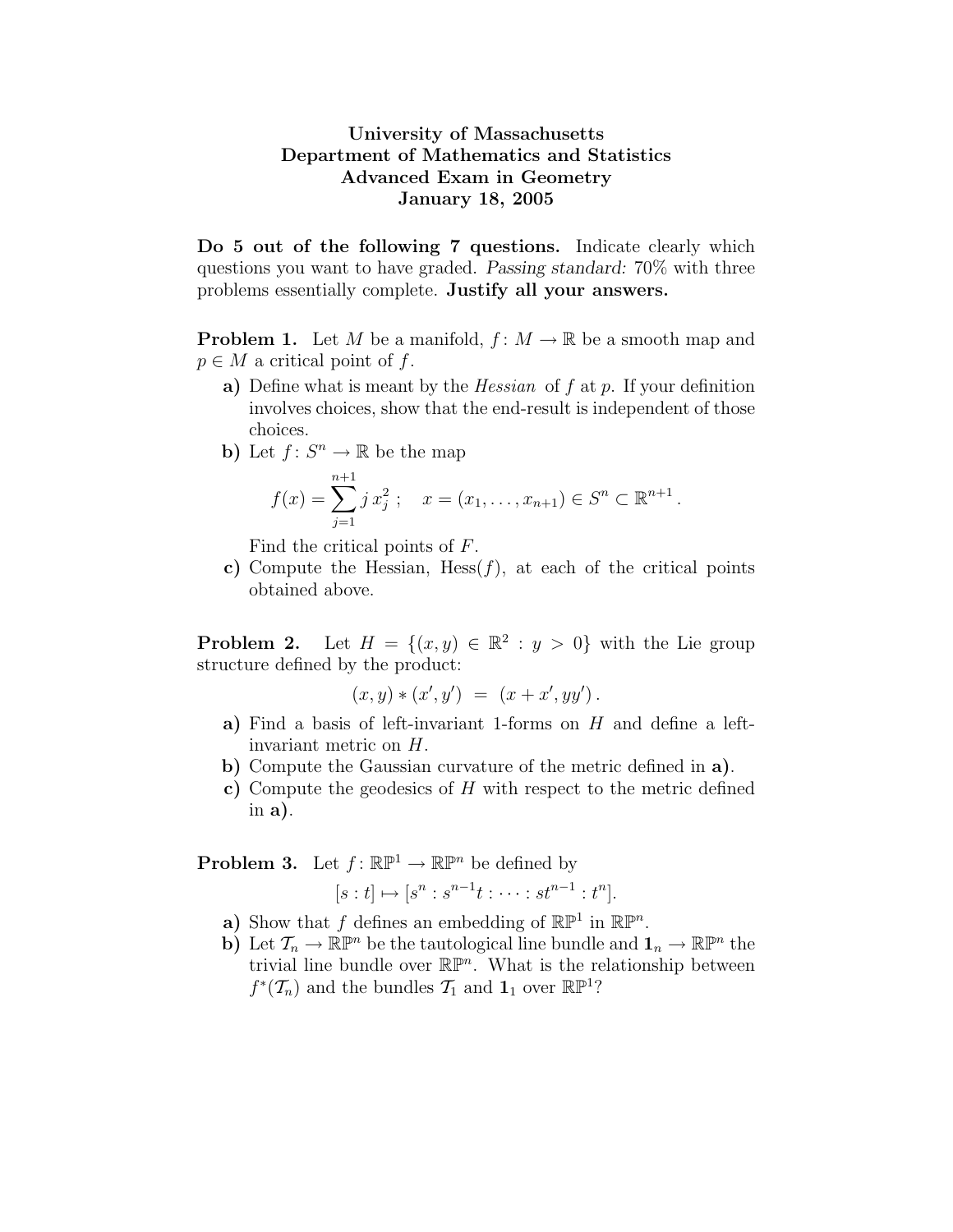**University of Massachusetts**
**Department of Mathematics and Statistics**
**Advanced Exam in Geometry**
**January 18, 2005**

**Do 5 out of the following 7 questions.** Indicate clearly which questions you want to have graded. *Passing standard:* 70% with three problems essentially complete. **Justify all your answers.**

**Problem 1.** Let $M$ be a manifold, $f\colon M \to \mathbb{R}$ be a smooth map and $p \in M$ a critical point of $f$.

**a)** Define what is meant by the *Hessian* of $f$ at $p$. If your definition involves choices, show that the end-result is independent of those choices.

**b)** Let $f\colon S^n \to \mathbb{R}$ be the map

$$f(x) = \sum_{j=1}^{n+1} j\, x_j^2\,; \quad x = (x_1, \ldots, x_{n+1}) \in S^n \subset \mathbb{R}^{n+1}\,.$$

Find the critical points of $F$.

**c)** Compute the Hessian, $\mathrm{Hess}(f)$, at each of the critical points obtained above.

**Problem 2.** Let $H = \{(x,y) \in \mathbb{R}^2 : y > 0\}$ with the Lie group structure defined by the product:

$$(x,y) * (x',y') \;=\; (x + x', yy')\,.$$

**a)** Find a basis of left-invariant 1-forms on $H$ and define a left-invariant metric on $H$.

**b)** Compute the Gaussian curvature of the metric defined in **a)**.

**c)** Compute the geodesics of $H$ with respect to the metric defined in **a)**.

**Problem 3.** Let $f\colon \mathbb{RP}^1 \to \mathbb{RP}^n$ be defined by

$$[s:t] \mapsto [s^n : s^{n-1}t : \cdots : st^{n-1} : t^n].$$

**a)** Show that $f$ defines an embedding of $\mathbb{RP}^1$ in $\mathbb{RP}^n$.

**b)** Let $\mathcal{T}_n \to \mathbb{RP}^n$ be the tautological line bundle and $\mathbf{1}_n \to \mathbb{RP}^n$ the trivial line bundle over $\mathbb{RP}^n$. What is the relationship between $f^*(\mathcal{T}_n)$ and the bundles $\mathcal{T}_1$ and $\mathbf{1}_1$ over $\mathbb{RP}^1$?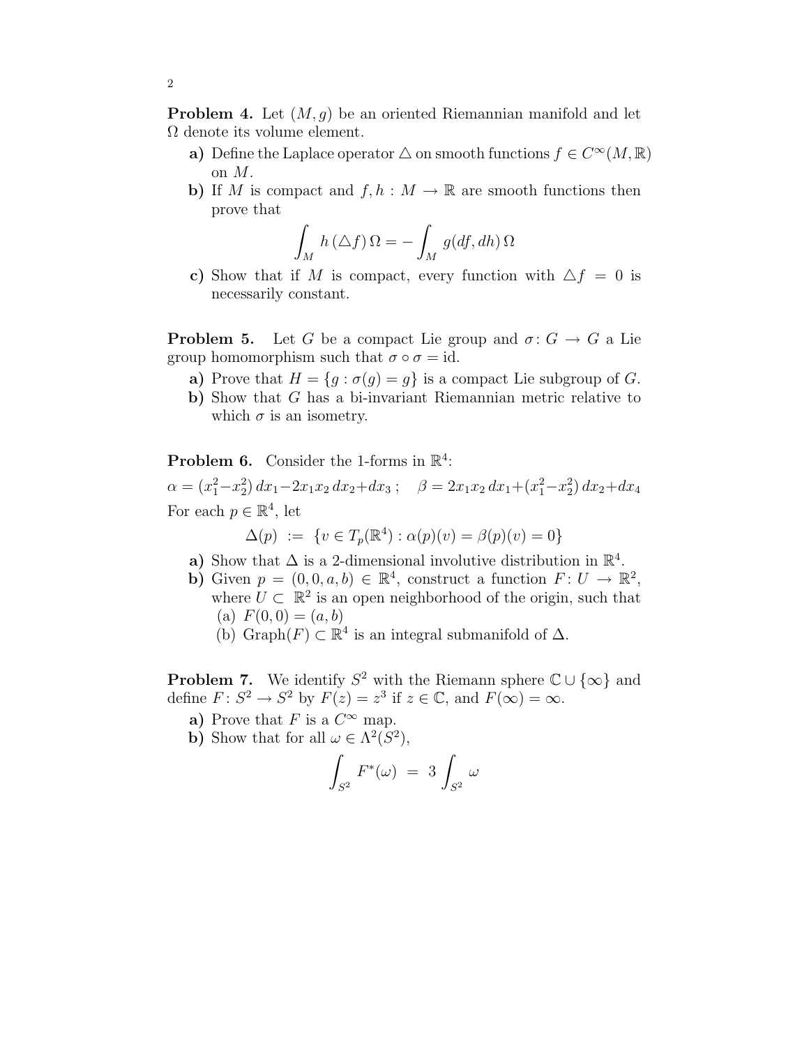**Problem 4.** Let $(M, g)$ be an oriented Riemannian manifold and let $\Omega$ denote its volume element.

**a)** Define the Laplace operator $\triangle$ on smooth functions $f \in C^\infty(M, \mathbb{R})$ on $M$.

**b)** If $M$ is compact and $f, h : M \to \mathbb{R}$ are smooth functions then prove that

$$\int_M h\,(\triangle f)\,\Omega = -\int_M g(df, dh)\,\Omega$$

**c)** Show that if $M$ is compact, every function with $\triangle f = 0$ is necessarily constant.

**Problem 5.** Let $G$ be a compact Lie group and $\sigma \colon G \to G$ a Lie group homomorphism such that $\sigma \circ \sigma = \text{id}$.

**a)** Prove that $H = \{g : \sigma(g) = g\}$ is a compact Lie subgroup of $G$.

**b)** Show that $G$ has a bi-invariant Riemannian metric relative to which $\sigma$ is an isometry.

**Problem 6.** Consider the 1-forms in $\mathbb{R}^4$:

$\alpha = (x_1^2 - x_2^2)\,dx_1 - 2x_1x_2\,dx_2 + dx_3\,; \quad \beta = 2x_1x_2\,dx_1 + (x_1^2 - x_2^2)\,dx_2 + dx_4$

For each $p \in \mathbb{R}^4$, let

$$\Delta(p) \;:=\; \{v \in T_p(\mathbb{R}^4) : \alpha(p)(v) = \beta(p)(v) = 0\}$$

**a)** Show that $\Delta$ is a 2-dimensional involutive distribution in $\mathbb{R}^4$.

**b)** Given $p = (0, 0, a, b) \in \mathbb{R}^4$, construct a function $F \colon U \to \mathbb{R}^2$, where $U \subset \mathbb{R}^2$ is an open neighborhood of the origin, such that

(a) $F(0, 0) = (a, b)$

(b) Graph$(F) \subset \mathbb{R}^4$ is an integral submanifold of $\Delta$.

**Problem 7.** We identify $S^2$ with the Riemann sphere $\mathbb{C} \cup \{\infty\}$ and define $F \colon S^2 \to S^2$ by $F(z) = z^3$ if $z \in \mathbb{C}$, and $F(\infty) = \infty$.

**a)** Prove that $F$ is a $C^\infty$ map.

**b)** Show that for all $\omega \in \Lambda^2(S^2)$,

$$\int_{S^2} F^*(\omega) \;=\; 3\int_{S^2} \omega$$